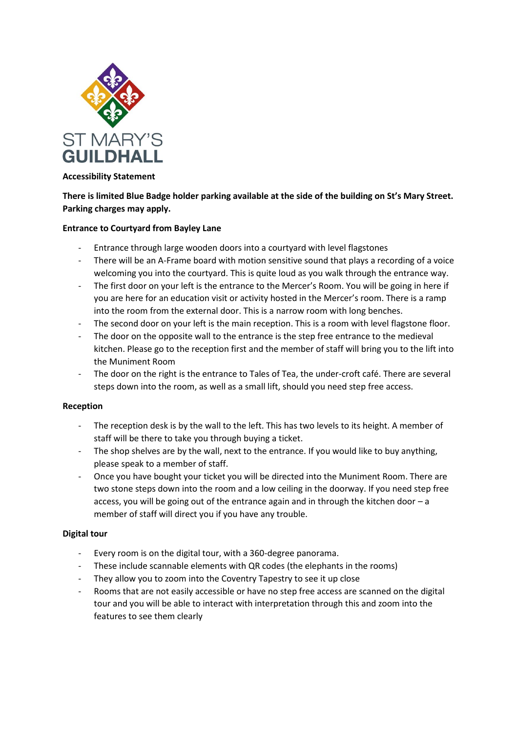ST MARY'S GUILDHALL

**Accessibility Statement**

**There is limited Blue Badge holder parking available at the side of the building on St's Mary Street. Parking charges may apply.**

**Entrance to Courtyard from Bayley Lane**

- Entrance through large wooden doors into a courtyard with level flagstones
- There will be an A-Frame board with motion sensitive sound that plays a recording of a voice welcoming you into the courtyard. This is quite loud as you walk through the entrance way.
- The first door on your left is the entrance to the Mercer's Room. You will be going in here if you are here for an education visit or activity hosted in the Mercer's room. There is a ramp into the room from the external door. This is a narrow room with long benches.
- The second door on your left is the main reception. This is a room with level flagstone floor.
- The door on the opposite wall to the entrance is the step free entrance to the medieval kitchen. Please go to the reception first and the member of staff will bring you to the lift into the Muniment Room
- The door on the right is the entrance to Tales of Tea, the under-croft café. There are several steps down into the room, as well as a small lift, should you need step free access.

**Reception**

- The reception desk is by the wall to the left. This has two levels to its height. A member of staff will be there to take you through buying a ticket.
- The shop shelves are by the wall, next to the entrance. If you would like to buy anything, please speak to a member of staff.
- Once you have bought your ticket you will be directed into the Muniment Room. There are two stone steps down into the room and a low ceiling in the doorway. If you need step free access, you will be going out of the entrance again and in through the kitchen door – a member of staff will direct you if you have any trouble.

**Digital tour**

- Every room is on the digital tour, with a 360-degree panorama.
- These include scannable elements with QR codes (the elephants in the rooms)
- They allow you to zoom into the Coventry Tapestry to see it up close
- Rooms that are not easily accessible or have no step free access are scanned on the digital tour and you will be able to interact with interpretation through this and zoom into the features to see them clearly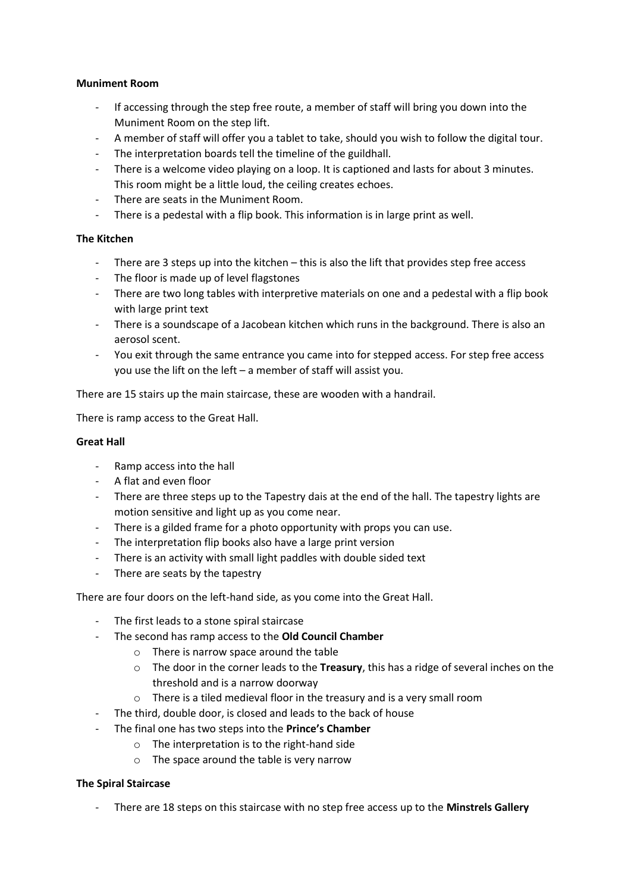**Muniment Room**

- If accessing through the step free route, a member of staff will bring you down into the Muniment Room on the step lift.
- A member of staff will offer you a tablet to take, should you wish to follow the digital tour.
- The interpretation boards tell the timeline of the guildhall.
- There is a welcome video playing on a loop. It is captioned and lasts for about 3 minutes. This room might be a little loud, the ceiling creates echoes.
- There are seats in the Muniment Room.
- There is a pedestal with a flip book. This information is in large print as well.

**The Kitchen**

- There are 3 steps up into the kitchen – this is also the lift that provides step free access
- The floor is made up of level flagstones
- There are two long tables with interpretive materials on one and a pedestal with a flip book with large print text
- There is a soundscape of a Jacobean kitchen which runs in the background. There is also an aerosol scent.
- You exit through the same entrance you came into for stepped access. For step free access you use the lift on the left – a member of staff will assist you.

There are 15 stairs up the main staircase, these are wooden with a handrail.

There is ramp access to the Great Hall.

**Great Hall**

- Ramp access into the hall
- A flat and even floor
- There are three steps up to the Tapestry dais at the end of the hall. The tapestry lights are motion sensitive and light up as you come near.
- There is a gilded frame for a photo opportunity with props you can use.
- The interpretation flip books also have a large print version
- There is an activity with small light paddles with double sided text
- There are seats by the tapestry

There are four doors on the left-hand side, as you come into the Great Hall.

- The first leads to a stone spiral staircase
- The second has ramp access to the **Old Council Chamber**
  - There is narrow space around the table
  - The door in the corner leads to the **Treasury**, this has a ridge of several inches on the threshold and is a narrow doorway
  - There is a tiled medieval floor in the treasury and is a very small room
- The third, double door, is closed and leads to the back of house
- The final one has two steps into the **Prince's Chamber**
  - The interpretation is to the right-hand side
  - The space around the table is very narrow

**The Spiral Staircase**

- There are 18 steps on this staircase with no step free access up to the **Minstrels Gallery**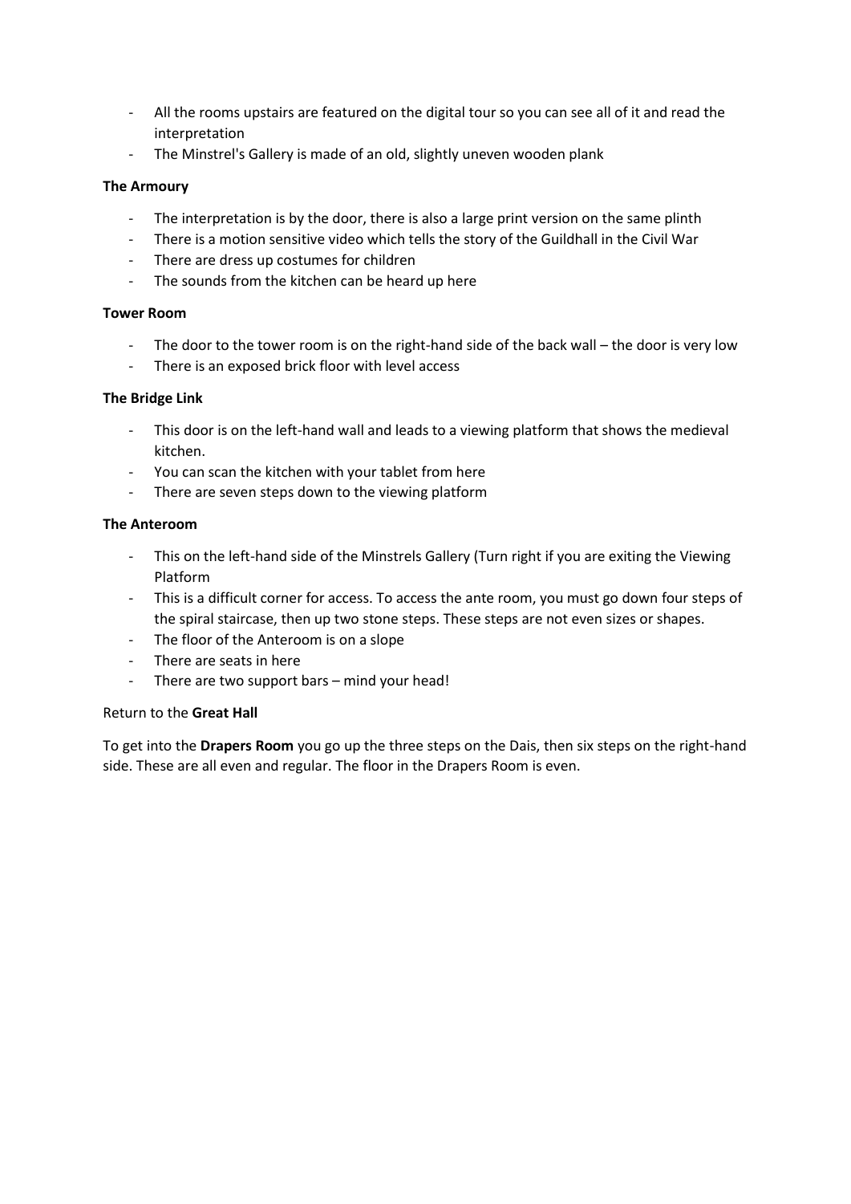- All the rooms upstairs are featured on the digital tour so you can see all of it and read the interpretation
- The Minstrel's Gallery is made of an old, slightly uneven wooden plank

**The Armoury**

- The interpretation is by the door, there is also a large print version on the same plinth
- There is a motion sensitive video which tells the story of the Guildhall in the Civil War
- There are dress up costumes for children
- The sounds from the kitchen can be heard up here

**Tower Room**

- The door to the tower room is on the right-hand side of the back wall – the door is very low
- There is an exposed brick floor with level access

**The Bridge Link**

- This door is on the left-hand wall and leads to a viewing platform that shows the medieval kitchen.
- You can scan the kitchen with your tablet from here
- There are seven steps down to the viewing platform

**The Anteroom**

- This on the left-hand side of the Minstrels Gallery (Turn right if you are exiting the Viewing Platform
- This is a difficult corner for access. To access the ante room, you must go down four steps of the spiral staircase, then up two stone steps. These steps are not even sizes or shapes.
- The floor of the Anteroom is on a slope
- There are seats in here
- There are two support bars – mind your head!

Return to the **Great Hall**

To get into the **Drapers Room** you go up the three steps on the Dais, then six steps on the right-hand side. These are all even and regular. The floor in the Drapers Room is even.